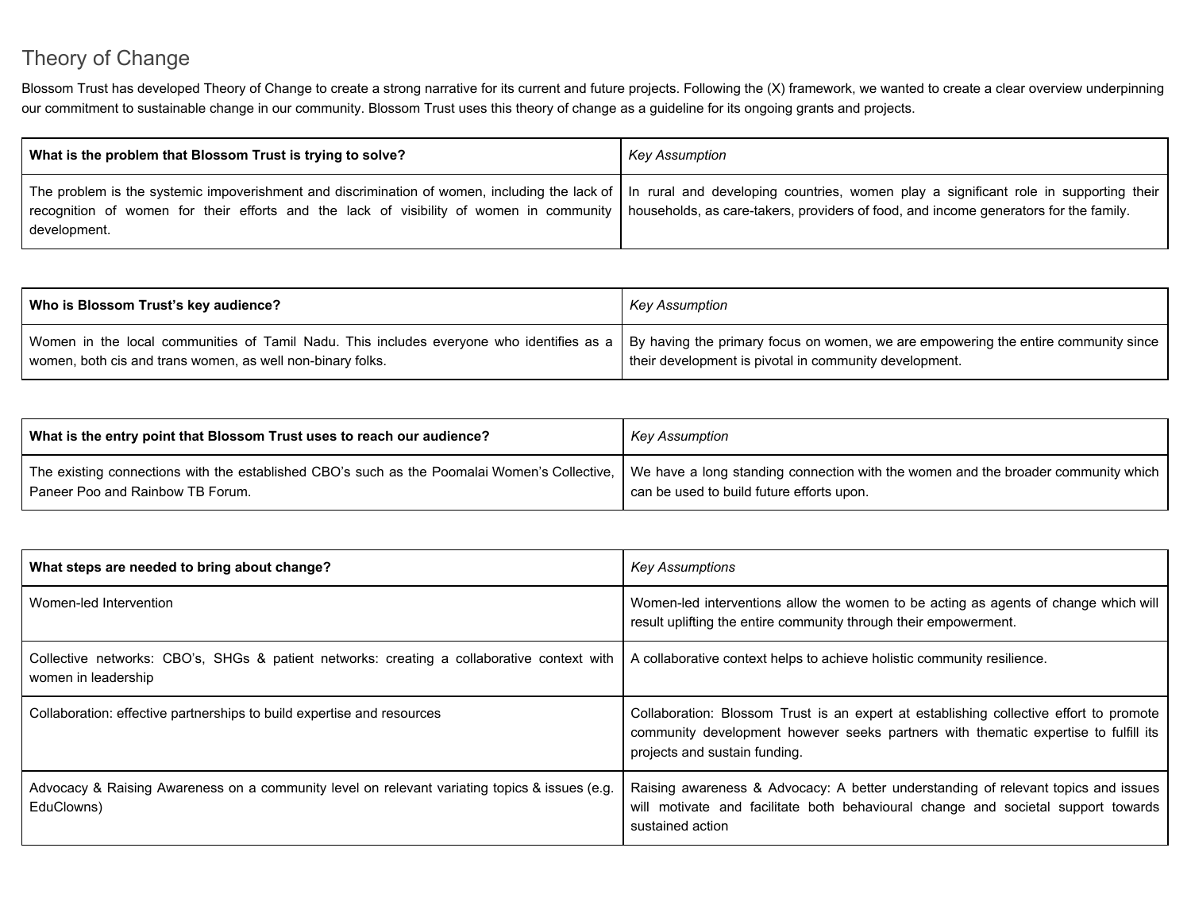# Theory of Change

Blossom Trust has developed Theory of Change to create a strong narrative for its current and future projects. Following the (X) framework, we wanted to create a clear overview underpinning our commitment to sustainable change in our community. Blossom Trust uses this theory of change as a guideline for its ongoing grants and projects.

| **What is the problem that Blossom Trust is trying to solve?** | *Key Assumption* |
|---|---|
| The problem is the systemic impoverishment and discrimination of women, including the lack of recognition of women for their efforts and the lack of visibility of women in community development. | In rural and developing countries, women play a significant role in supporting their households, as care-takers, providers of food, and income generators for the family. |

| **Who is Blossom Trust's key audience?** | *Key Assumption* |
|---|---|
| Women in the local communities of Tamil Nadu. This includes everyone who identifies as a women, both cis and trans women, as well non-binary folks. | By having the primary focus on women, we are empowering the entire community since their development is pivotal in community development. |

| **What is the entry point that Blossom Trust uses to reach our audience?** | *Key Assumption* |
|---|---|
| The existing connections with the established CBO's such as the Poomalai Women's Collective, Paneer Poo and Rainbow TB Forum. | We have a long standing connection with the women and the broader community which can be used to build future efforts upon. |

| **What steps are needed to bring about change?** | *Key Assumptions* |
|---|---|
| Women-led Intervention | Women-led interventions allow the women to be acting as agents of change which will result uplifting the entire community through their empowerment. |
| Collective networks: CBO's, SHGs & patient networks: creating a collaborative context with women in leadership | A collaborative context helps to achieve holistic community resilience. |
| Collaboration: effective partnerships to build expertise and resources | Collaboration: Blossom Trust is an expert at establishing collective effort to promote community development however seeks partners with thematic expertise to fulfill its projects and sustain funding. |
| Advocacy & Raising Awareness on a community level on relevant variating topics & issues (e.g. EduClowns) | Raising awareness & Advocacy: A better understanding of relevant topics and issues will motivate and facilitate both behavioural change and societal support towards sustained action |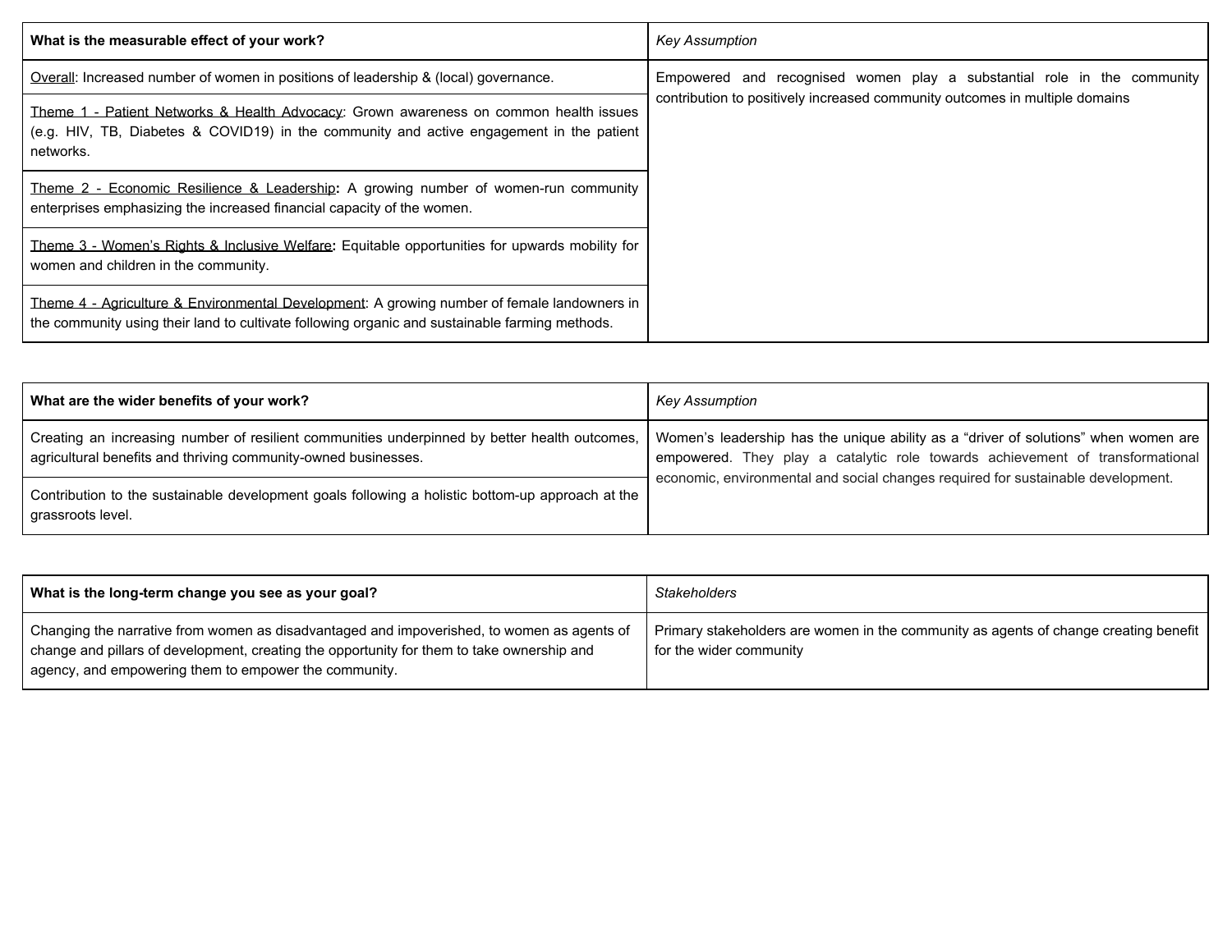| **What is the measurable effect of your work?** | *Key Assumption* |
| --- | --- |
| Overall: Increased number of women in positions of leadership & (local) governance. | Empowered and recognised women play a substantial role in the community contribution to positively increased community outcomes in multiple domains |
| Theme 1 - Patient Networks & Health Advocacy: Grown awareness on common health issues (e.g. HIV, TB, Diabetes & COVID19) in the community and active engagement in the patient networks. | |
| Theme 2 - Economic Resilience & Leadership**:** A growing number of women-run community enterprises emphasizing the increased financial capacity of the women. | |
| Theme 3 - Women's Rights & Inclusive Welfare**:** Equitable opportunities for upwards mobility for women and children in the community. | |
| Theme 4 - Agriculture & Environmental Development: A growing number of female landowners in the community using their land to cultivate following organic and sustainable farming methods. | |

| **What are the wider benefits of your work?** | *Key Assumption* |
| --- | --- |
| Creating an increasing number of resilient communities underpinned by better health outcomes, agricultural benefits and thriving community-owned businesses. | Women's leadership has the unique ability as a "driver of solutions" when women are empowered. They play a catalytic role towards achievement of transformational economic, environmental and social changes required for sustainable development. |
| Contribution to the sustainable development goals following a holistic bottom-up approach at the grassroots level. | |

| **What is the long-term change you see as your goal?** | *Stakeholders* |
| --- | --- |
| Changing the narrative from women as disadvantaged and impoverished, to women as agents of change and pillars of development, creating the opportunity for them to take ownership and agency, and empowering them to empower the community. | Primary stakeholders are women in the community as agents of change creating benefit for the wider community |